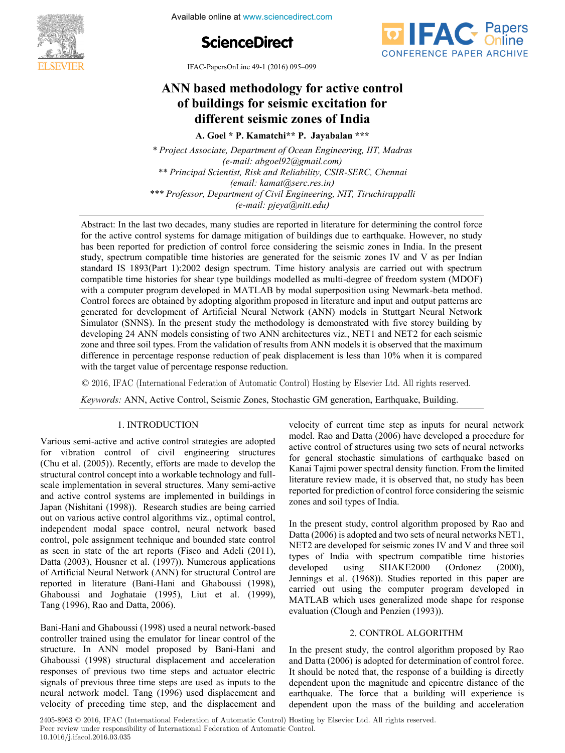# ANN based methodology for active control of buildings for seismic excitation for different seismic zones of India

**A. Goel * P. Kamatchi** P. Jayabalan *****

*\* Project Associate, Department of Ocean Engineering, IIT, Madras (e-mail: abgoel92@gmail.com)*
*\*\* Principal Scientist, Risk and Reliability, CSIR-SERC, Chennai (email: kamat@serc.res.in)*
*\*\*\* Professor, Department of Civil Engineering, NIT, Tiruchirappalli (e-mail: pjeya@nitt.edu)*

Abstract: In the last two decades, many studies are reported in literature for determining the control force for the active control systems for damage mitigation of buildings due to earthquake. However, no study has been reported for prediction of control force considering the seismic zones in India. In the present study, spectrum compatible time histories are generated for the seismic zones IV and V as per Indian standard IS 1893(Part 1):2002 design spectrum. Time history analysis are carried out with spectrum compatible time histories for shear type buildings modelled as multi-degree of freedom system (MDOF) with a computer program developed in MATLAB by modal superposition using Newmark-beta method. Control forces are obtained by adopting algorithm proposed in literature and input and output patterns are generated for development of Artificial Neural Network (ANN) models in Stuttgart Neural Network Simulator (SNNS). In the present study the methodology is demonstrated with five storey building by developing 24 ANN models consisting of two ANN architectures viz., NET1 and NET2 for each seismic zone and three soil types. From the validation of results from ANN models it is observed that the maximum difference in percentage response reduction of peak displacement is less than 10% when it is compared with the target value of percentage response reduction.

© 2016, IFAC (International Federation of Automatic Control) Hosting by Elsevier Ltd. All rights reserved.

*Keywords:* ANN, Active Control, Seismic Zones, Stochastic GM generation, Earthquake, Building.

## 1. INTRODUCTION

Various semi-active and active control strategies are adopted for vibration control of civil engineering structures (Chu et al. (2005)). Recently, efforts are made to develop the structural control concept into a workable technology and full-scale implementation in several structures. Many semi-active and active control systems are implemented in buildings in Japan (Nishitani (1998)). Research studies are being carried out on various active control algorithms viz., optimal control, independent modal space control, neural network based control, pole assignment technique and bounded state control as seen in state of the art reports (Fisco and Adeli (2011), Datta (2003), Housner et al. (1997)). Numerous applications of Artificial Neural Network (ANN) for structural Control are reported in literature (Bani-Hani and Ghaboussi (1998), Ghaboussi and Joghataie (1995), Liut et al. (1999), Tang (1996), Rao and Datta, 2006).

Bani-Hani and Ghaboussi (1998) used a neural network-based controller trained using the emulator for linear control of the structure. In ANN model proposed by Bani-Hani and Ghaboussi (1998) structural displacement and acceleration responses of previous two time steps and actuator electric signals of previous three time steps are used as inputs to the neural network model. Tang (1996) used displacement and velocity of preceding time step, and the displacement and velocity of current time step as inputs for neural network model. Rao and Datta (2006) have developed a procedure for active control of structures using two sets of neural networks for general stochastic simulations of earthquake based on Kanai Tajmi power spectral density function. From the limited literature review made, it is observed that, no study has been reported for prediction of control force considering the seismic zones and soil types of India.

In the present study, control algorithm proposed by Rao and Datta (2006) is adopted and two sets of neural networks NET1, NET2 are developed for seismic zones IV and V and three soil types of India with spectrum compatible time histories developed using SHAKE2000 (Ordonez (2000), Jennings et al. (1968)). Studies reported in this paper are carried out using the computer program developed in MATLAB which uses generalized mode shape for response evaluation (Clough and Penzien (1993)).

## 2. CONTROL ALGORITHM

In the present study, the control algorithm proposed by Rao and Datta (2006) is adopted for determination of control force. It should be noted that, the response of a building is directly dependent upon the magnitude and epicentre distance of the earthquake. The force that a building will experience is dependent upon the mass of the building and acceleration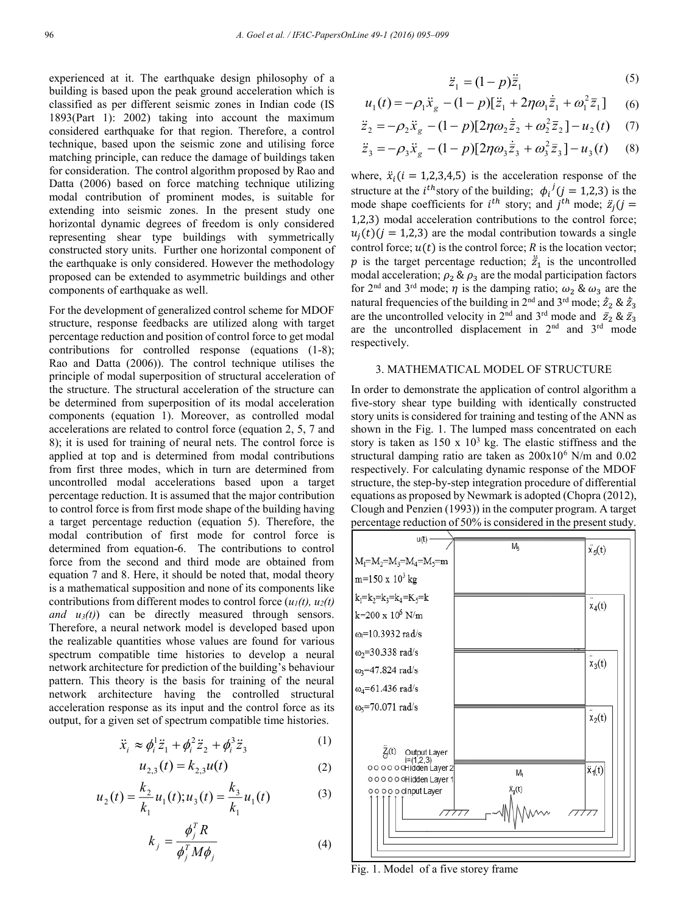experienced at it. The earthquake design philosophy of a building is based upon the peak ground acceleration which is classified as per different seismic zones in Indian code (IS 1893(Part 1): 2002) taking into account the maximum considered earthquake for that region. Therefore, a control technique, based upon the seismic zone and utilising force matching principle, can reduce the damage of buildings taken for consideration. The control algorithm proposed by Rao and Datta (2006) based on force matching technique utilizing modal contribution of prominent modes, is suitable for extending into seismic zones. In the present study one horizontal dynamic degrees of freedom is only considered representing shear type buildings with symmetrically constructed story units. Further one horizontal component of the earthquake is only considered. However the methodology proposed can be extended to asymmetric buildings and other components of earthquake as well.

For the development of generalized control scheme for MDOF structure, response feedbacks are utilized along with target percentage reduction and position of control force to get modal contributions for controlled response (equations (1-8); Rao and Datta (2006)). The control technique utilises the principle of modal superposition of structural acceleration of the structure. The structural acceleration of the structure can be determined from superposition of its modal acceleration components (equation 1). Moreover, as controlled modal accelerations are related to control force (equation 2, 5, 7 and 8); it is used for training of neural nets. The control force is applied at top and is determined from modal contributions from first three modes, which in turn are determined from uncontrolled modal accelerations based upon a target percentage reduction. It is assumed that the major contribution to control force is from first mode shape of the building having a target percentage reduction (equation 5). Therefore, the modal contribution of first mode for control force is determined from equation-6. The contributions to control force from the second and third mode are obtained from equation 7 and 8. Here, it should be noted that, modal theory is a mathematical supposition and none of its components like contributions from different modes to control force (*$u_1(t)$, $u_2(t)$ and $u_3(t)$*) can be directly measured through sensors. Therefore, a neural network model is developed based upon the realizable quantities whose values are found for various spectrum compatible time histories to develop a neural network architecture for prediction of the building's behaviour pattern. This theory is the basis for training of the neural network architecture having the controlled structural acceleration response as its input and the control force as its output, for a given set of spectrum compatible time histories.

$$\ddot{x}_i \approx \phi_i^1 \ddot{z}_1 + \phi_i^2 \ddot{z}_2 + \phi_i^3 \ddot{z}_3 \tag{1}$$

$$u_{2,3}(t) = k_{2,3} u(t) \tag{2}$$

$$u_2(t) = \frac{k_2}{k_1} u_1(t); u_3(t) = \frac{k_3}{k_1} u_1(t) \tag{3}$$

$$k_j = \frac{\phi_j^T R}{\phi_j^T M \phi_j} \tag{4}$$

$$\ddot{z}_1 = (1-p)\ddot{\bar{z}}_1 \tag{5}$$

$$u_1(t) = -\rho_1 \ddot{x}_g - (1-p)[\ddot{\bar{z}}_1 + 2\eta\omega_1 \dot{\bar{z}}_1 + \omega_1^2 \bar{z}_1] \tag{6}$$

$$\ddot{z}_2 = -\rho_2 \ddot{x}_g - (1-p)[2\eta\omega_2 \dot{\bar{z}}_2 + \omega_2^2 \bar{z}_2] - u_2(t) \tag{7}$$

$$\ddot{z}_3 = -\rho_3 \ddot{x}_g - (1-p)[2\eta\omega_3 \dot{\bar{z}}_3 + \omega_3^2 \bar{z}_3] - u_3(t) \tag{8}$$

where, $\ddot{x}_i (i = 1,2,3,4,5)$ is the acceleration response of the structure at the $i^{th}$ story of the building; $\phi_i^{\,j} (j = 1,2,3)$ is the mode shape coefficients for $i^{th}$ story; and $j^{th}$ mode; $\ddot{z}_j (j = 1,2,3)$ modal acceleration contributions to the control force; $u_j(t) (j = 1,2,3)$ are the modal contribution towards a single control force; $u(t)$ is the control force; $R$ is the location vector; $p$ is the target percentage reduction; $\ddot{\bar{z}}_1$ is the uncontrolled modal acceleration; $\rho_2$ & $\rho_3$ are the modal participation factors for 2nd and 3rd mode; $\eta$ is the damping ratio; $\omega_2$ & $\omega_3$ are the natural frequencies of the building in 2nd and 3rd mode; $\dot{\bar{z}}_2$ & $\dot{\bar{z}}_3$ are the uncontrolled velocity in 2nd and 3rd mode and $\bar{z}_2$ & $\bar{z}_3$ are the uncontrolled displacement in 2nd and 3rd mode respectively.

## 3. MATHEMATICAL MODEL OF STRUCTURE

In order to demonstrate the application of control algorithm a five-story shear type building with identically constructed story units is considered for training and testing of the ANN as shown in the Fig. 1. The lumped mass concentrated on each story is taken as 150 x 10³ kg. The elastic stiffness and the structural damping ratio are taken as 200x10⁶ N/m and 0.02 respectively. For calculating dynamic response of the MDOF structure, the step-by-step integration procedure of differential equations as proposed by Newmark is adopted (Chopra (2012), Clough and Penzien (1993)) in the computer program. A target percentage reduction of 50% is considered in the present study.

Fig. 1. Model of a five storey frame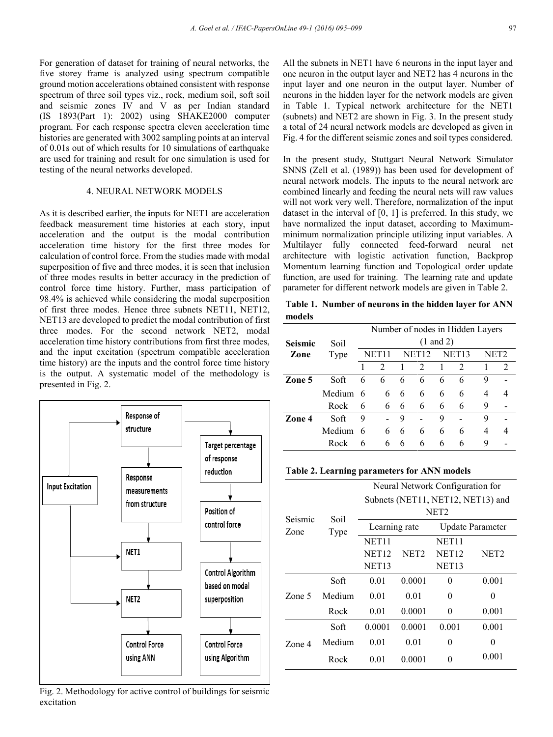For generation of dataset for training of neural networks, the five storey frame is analyzed using spectrum compatible ground motion accelerations obtained consistent with response spectrum of three soil types viz., rock, medium soil, soft soil and seismic zones IV and V as per Indian standard (IS 1893(Part 1): 2002) using SHAKE2000 computer program. For each response spectra eleven acceleration time histories are generated with 3002 sampling points at an interval of 0.01s out of which results for 10 simulations of earthquake are used for training and result for one simulation is used for testing of the neural networks developed.

## 4. NEURAL NETWORK MODELS

As it is described earlier, the **i**nputs for NET1 are acceleration feedback measurement time histories at each story, input acceleration and the output is the modal contribution acceleration time history for the first three modes for calculation of control force. From the studies made with modal superposition of five and three modes, it is seen that inclusion of three modes results in better accuracy in the prediction of control force time history. Further, mass participation of 98.4% is achieved while considering the modal superposition of first three modes. Hence three subnets NET11, NET12, NET13 are developed to predict the modal contribution of first three modes. For the second network NET2, modal acceleration time history contributions from first three modes, and the input excitation (spectrum compatible acceleration time history) are the inputs and the control force time history is the output. A systematic model of the methodology is presented in Fig. 2.

```
Input Excitation → Response of structure → Response measurements from structure → NET1 → NET2 → Control Force using ANN
Input Excitation → NET1; Input Excitation → NET2
Response of structure → Target percentage of response reduction → Position of control force → Control Algorithm based on modal superposition → Control Force using Algorithm
```

Fig. 2. Methodology for active control of buildings for seismic excitation

All the subnets in NET1 have 6 neurons in the input layer and one neuron in the output layer and NET2 has 4 neurons in the input layer and one neuron in the output layer. Number of neurons in the hidden layer for the network models are given in Table 1. Typical network architecture for the NET1 (subnets) and NET2 are shown in Fig. 3. In the present study a total of 24 neural network models are developed as given in Fig. 4 for the different seismic zones and soil types considered.

In the present study, Stuttgart Neural Network Simulator SNNS (Zell et al. (1989)) has been used for development of neural network models. The inputs to the neural network are combined linearly and feeding the neural nets will raw values will not work very well. Therefore, normalization of the input dataset in the interval of [0, 1] is preferred. In this study, we have normalized the input dataset, according to Maximum-minimum normalization principle utilizing input variables. A Multilayer fully connected feed-forward neural net architecture with logistic activation function, Backprop Momentum learning function and Topological_order update function, are used for training. The learning rate and update parameter for different network models are given in Table 2.

**Table 1. Number of neurons in the hidden layer for ANN models**

| **Seismic Zone** | Soil Type | Number of nodes in Hidden Layers (1 and 2) | | | | | | | |
|---|---|---|---|---|---|---|---|---|---|
| | | NET11 | | NET12 | | NET13 | | NET2 | |
| | | 1 | 2 | 1 | 2 | 1 | 2 | 1 | 2 |
| **Zone 5** | Soft | 6 | 6 | 6 | 6 | 6 | 6 | 9 | - |
| | Medium | 6 | 6 | 6 | 6 | 6 | 6 | 4 | 4 |
| | Rock | 6 | 6 | 6 | 6 | 6 | 6 | 9 | - |
| **Zone 4** | Soft | 9 | - | 9 | - | 9 | - | 9 | - |
| | Medium | 6 | 6 | 6 | 6 | 6 | 6 | 4 | 4 |
| | Rock | 6 | 6 | 6 | 6 | 6 | 6 | 9 | - |

**Table 2. Learning parameters for ANN models**

| Seismic Zone | Soil Type | Neural Network Configuration for Subnets (NET11, NET12, NET13) and NET2 | | | |
|---|---|---|---|---|---|
| | | Learning rate | | Update Parameter | |
| | | NET11 NET12 NET13 | NET2 | NET11 NET12 NET13 | NET2 |
| Zone 5 | Soft | 0.01 | 0.0001 | 0 | 0.001 |
| | Medium | 0.01 | 0.01 | 0 | 0 |
| | Rock | 0.01 | 0.0001 | 0 | 0.001 |
| Zone 4 | Soft | 0.0001 | 0.0001 | 0.001 | 0.001 |
| | Medium | 0.01 | 0.01 | 0 | 0 |
| | Rock | 0.01 | 0.0001 | 0 | 0.001 |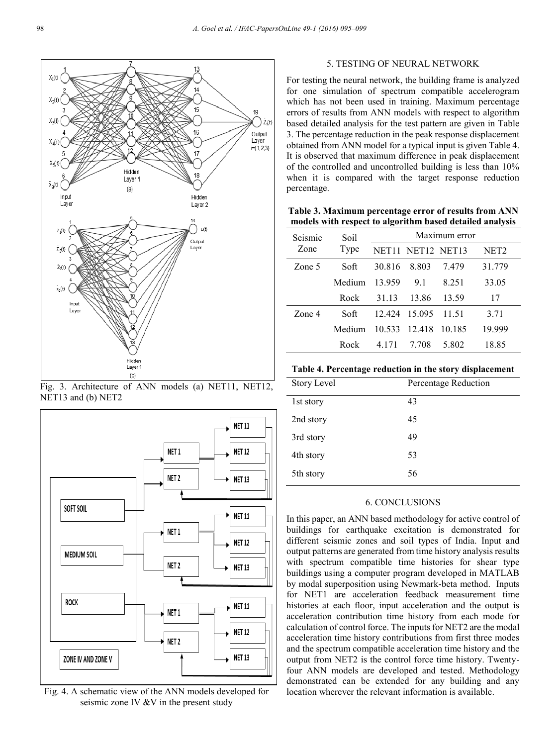Fig. 3. Architecture of ANN models (a) NET11, NET12, NET13 and (b) NET2

Fig. 4. A schematic view of the ANN models developed for seismic zone IV &V in the present study

## 5. TESTING OF NEURAL NETWORK

For testing the neural network, the building frame is analyzed for one simulation of spectrum compatible accelerogram which has not been used in training. Maximum percentage errors of results from ANN models with respect to algorithm based detailed analysis for the test pattern are given in Table 3. The percentage reduction in the peak response displacement obtained from ANN model for a typical input is given Table 4. It is observed that maximum difference in peak displacement of the controlled and uncontrolled building is less than 10% when it is compared with the target response reduction percentage.

**Table 3. Maximum percentage error of results from ANN models with respect to algorithm based detailed analysis**

| Seismic Zone | Soil Type | Maximum error | | | |
|---|---|---|---|---|---|
| | | NET11 | NET12 | NET13 | NET2 |
| Zone 5 | Soft | 30.816 | 8.803 | 7.479 | 31.779 |
| | Medium | 13.959 | 9.1 | 8.251 | 33.05 |
| | Rock | 31.13 | 13.86 | 13.59 | 17 |
| Zone 4 | Soft | 12.424 | 15.095 | 11.51 | 3.71 |
| | Medium | 10.533 | 12.418 | 10.185 | 19.999 |
| | Rock | 4.171 | 7.708 | 5.802 | 18.85 |

**Table 4. Percentage reduction in the story displacement**

| Story Level | Percentage Reduction |
|---|---|
| 1st story | 43 |
| 2nd story | 45 |
| 3rd story | 49 |
| 4th story | 53 |
| 5th story | 56 |

## 6. CONCLUSIONS

In this paper, an ANN based methodology for active control of buildings for earthquake excitation is demonstrated for different seismic zones and soil types of India. Input and output patterns are generated from time history analysis results with spectrum compatible time histories for shear type buildings using a computer program developed in MATLAB by modal superposition using Newmark-beta method. Inputs for NET1 are acceleration feedback measurement time histories at each floor, input acceleration and the output is acceleration contribution time history from each mode for calculation of control force. The inputs for NET2 are the modal acceleration time history contributions from first three modes and the spectrum compatible acceleration time history and the output from NET2 is the control force time history. Twenty-four ANN models are developed and tested. Methodology demonstrated can be extended for any building and any location wherever the relevant information is available.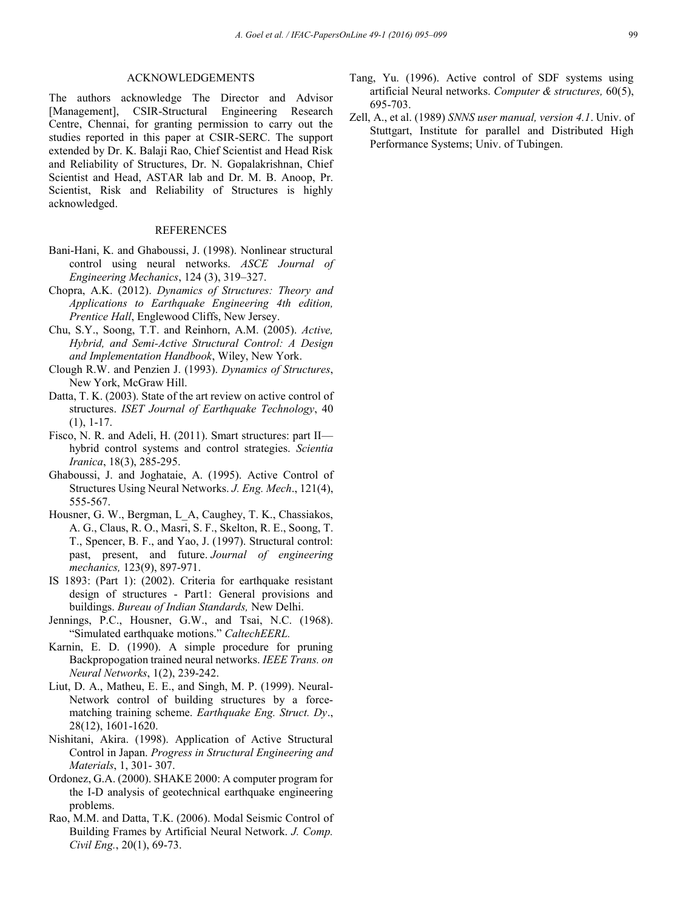## ACKNOWLEDGEMENTS

The authors acknowledge The Director and Advisor [Management], CSIR-Structural Engineering Research Centre, Chennai, for granting permission to carry out the studies reported in this paper at CSIR-SERC. The support extended by Dr. K. Balaji Rao, Chief Scientist and Head Risk and Reliability of Structures, Dr. N. Gopalakrishnan, Chief Scientist and Head, ASTAR lab and Dr. M. B. Anoop, Pr. Scientist, Risk and Reliability of Structures is highly acknowledged.

## REFERENCES

Bani-Hani, K. and Ghaboussi, J. (1998). Nonlinear structural control using neural networks. *ASCE Journal of Engineering Mechanics*, 124 (3), 319–327.

Chopra, A.K. (2012). *Dynamics of Structures: Theory and Applications to Earthquake Engineering 4th edition, Prentice Hall*, Englewood Cliffs, New Jersey.

Chu, S.Y., Soong, T.T. and Reinhorn, A.M. (2005). *Active, Hybrid, and Semi-Active Structural Control: A Design and Implementation Handbook*, Wiley, New York.

Clough R.W. and Penzien J. (1993). *Dynamics of Structures*, New York, McGraw Hill.

Datta, T. K. (2003). State of the art review on active control of structures. *ISET Journal of Earthquake Technology*, 40 (1), 1-17.

Fisco, N. R. and Adeli, H. (2011). Smart structures: part II—hybrid control systems and control strategies. *Scientia Iranica*, 18(3), 285-295.

Ghaboussi, J. and Joghataie, A. (1995). Active Control of Structures Using Neural Networks. *J. Eng. Mech*., 121(4), 555-567.

Housner, G. W., Bergman, L_A, Caughey, T. K., Chassiakos, A. G., Claus, R. O., Masri, S. F., Skelton, R. E., Soong, T. T., Spencer, B. F., and Yao, J. (1997). Structural control: past, present, and future. *Journal of engineering mechanics,* 123(9), 897-971.

IS 1893: (Part 1): (2002). Criteria for earthquake resistant design of structures - Part1: General provisions and buildings. *Bureau of Indian Standards,* New Delhi.

Jennings, P.C., Housner, G.W., and Tsai, N.C. (1968). "Simulated earthquake motions." *CaltechEERL.*

Karnin, E. D. (1990). A simple procedure for pruning Backpropogation trained neural networks. *IEEE Trans. on Neural Networks*, 1(2), 239-242.

Liut, D. A., Matheu, E. E., and Singh, M. P. (1999). Neural-Network control of building structures by a force-matching training scheme. *Earthquake Eng. Struct. Dy*., 28(12), 1601-1620.

Nishitani, Akira. (1998). Application of Active Structural Control in Japan. *Progress in Structural Engineering and Materials*, 1, 301- 307.

Ordonez, G.A. (2000). SHAKE 2000: A computer program for the I-D analysis of geotechnical earthquake engineering problems.

Rao, M.M. and Datta, T.K. (2006). Modal Seismic Control of Building Frames by Artificial Neural Network. *J. Comp. Civil Eng.*, 20(1), 69-73.

Tang, Yu. (1996). Active control of SDF systems using artificial Neural networks. *Computer & structures,* 60(5), 695-703.

Zell, A., et al. (1989) *SNNS user manual, version 4.1*. Univ. of Stuttgart, Institute for parallel and Distributed High Performance Systems; Univ. of Tubingen.